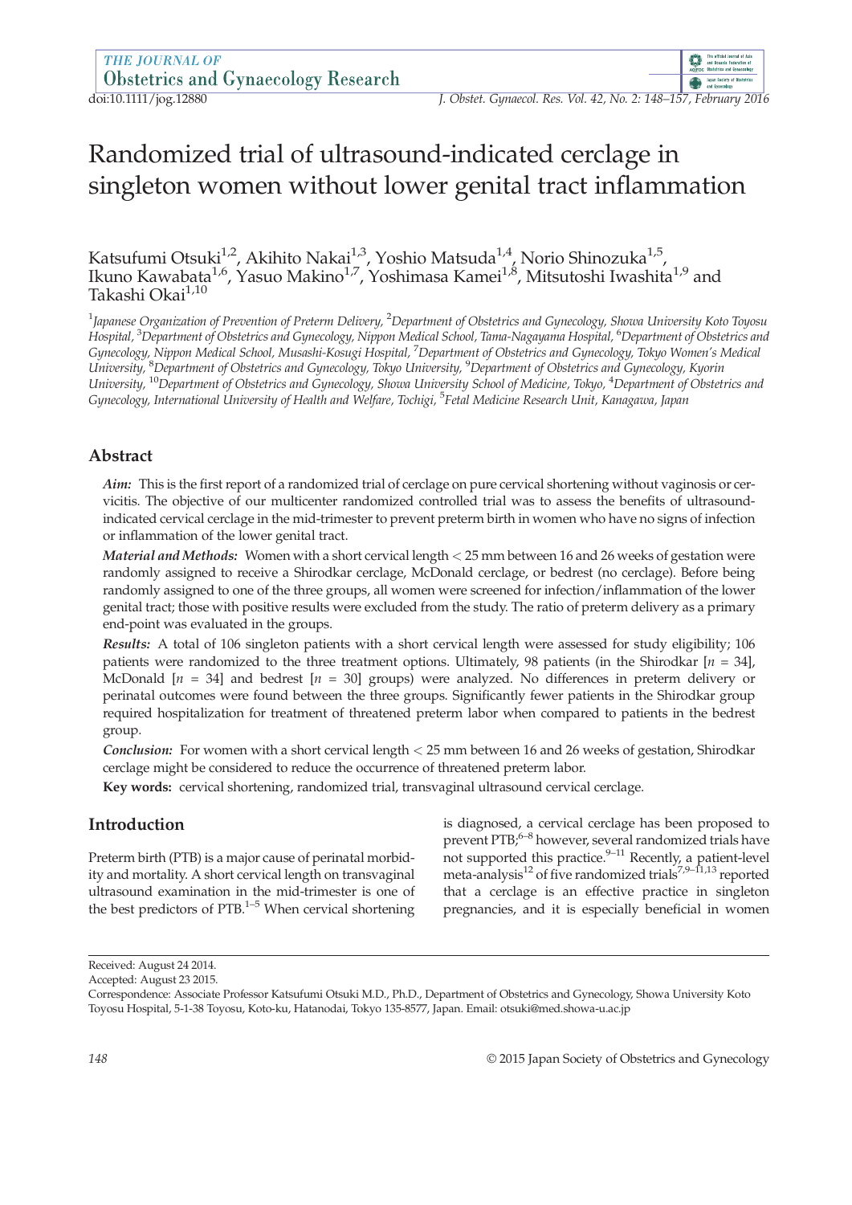# Randomized trial of ultrasound-indicated cerclage in singleton women without lower genital tract inflammation

Katsufumi Otsuki[1,2], Akihito Nakai[1,3], Yoshio Matsuda[1,4], Norio Shinozuka[1,5], Ikuno Kawabata[1,6], Yasuo Makino[1,7], Yoshimasa Kamei[1,8], Mitsutoshi Iwashita[1,9] and Takashi Okai[1,10]

[1]*Japanese Organization of Prevention of Preterm Delivery,* [2]*Department of Obstetrics and Gynecology, Showa University Koto Toyosu Hospital,* [3]*Department of Obstetrics and Gynecology, Nippon Medical School, Tama-Nagayama Hospital,* [6]*Department of Obstetrics and Gynecology, Nippon Medical School, Musashi-Kosugi Hospital,* [7]*Department of Obstetrics and Gynecology, Tokyo Women's Medical University,* [8]*Department of Obstetrics and Gynecology, Tokyo University,* [9]*Department of Obstetrics and Gynecology, Kyorin University,* [10]*Department of Obstetrics and Gynecology, Showa University School of Medicine, Tokyo,* [4]*Department of Obstetrics and Gynecology, International University of Health and Welfare, Tochigi,* [5]*Fetal Medicine Research Unit, Kanagawa, Japan*

## Abstract

***Aim:*** This is the first report of a randomized trial of cerclage on pure cervical shortening without vaginosis or cervicitis. The objective of our multicenter randomized controlled trial was to assess the benefits of ultrasound-indicated cervical cerclage in the mid-trimester to prevent preterm birth in women who have no signs of infection or inflammation of the lower genital tract.

***Material and Methods:*** Women with a short cervical length < 25 mm between 16 and 26 weeks of gestation were randomly assigned to receive a Shirodkar cerclage, McDonald cerclage, or bedrest (no cerclage). Before being randomly assigned to one of the three groups, all women were screened for infection/inflammation of the lower genital tract; those with positive results were excluded from the study. The ratio of preterm delivery as a primary end-point was evaluated in the groups.

***Results:*** A total of 106 singleton patients with a short cervical length were assessed for study eligibility; 106 patients were randomized to the three treatment options. Ultimately, 98 patients (in the Shirodkar [$n$ = 34], McDonald [$n$ = 34] and bedrest [$n$ = 30] groups) were analyzed. No differences in preterm delivery or perinatal outcomes were found between the three groups. Significantly fewer patients in the Shirodkar group required hospitalization for treatment of threatened preterm labor when compared to patients in the bedrest group.

***Conclusion:*** For women with a short cervical length < 25 mm between 16 and 26 weeks of gestation, Shirodkar cerclage might be considered to reduce the occurrence of threatened preterm labor.

**Key words:** cervical shortening, randomized trial, transvaginal ultrasound cervical cerclage.

## Introduction

Preterm birth (PTB) is a major cause of perinatal morbidity and mortality. A short cervical length on transvaginal ultrasound examination in the mid-trimester is one of the best predictors of PTB.[1–5] When cervical shortening is diagnosed, a cervical cerclage has been proposed to prevent PTB;[6–8] however, several randomized trials have not supported this practice.[9–11] Recently, a patient-level meta-analysis[12] of five randomized trials[7,9–11,13] reported that a cerclage is an effective practice in singleton pregnancies, and it is especially beneficial in women

Received: August 24 2014.
Accepted: August 23 2015.
Correspondence: Associate Professor Katsufumi Otsuki M.D., Ph.D., Department of Obstetrics and Gynecology, Showa University Koto Toyosu Hospital, 5-1-38 Toyosu, Koto-ku, Hatanodai, Tokyo 135-8577, Japan. Email: otsuki@med.showa-u.ac.jp

© 2015 Japan Society of Obstetrics and Gynecology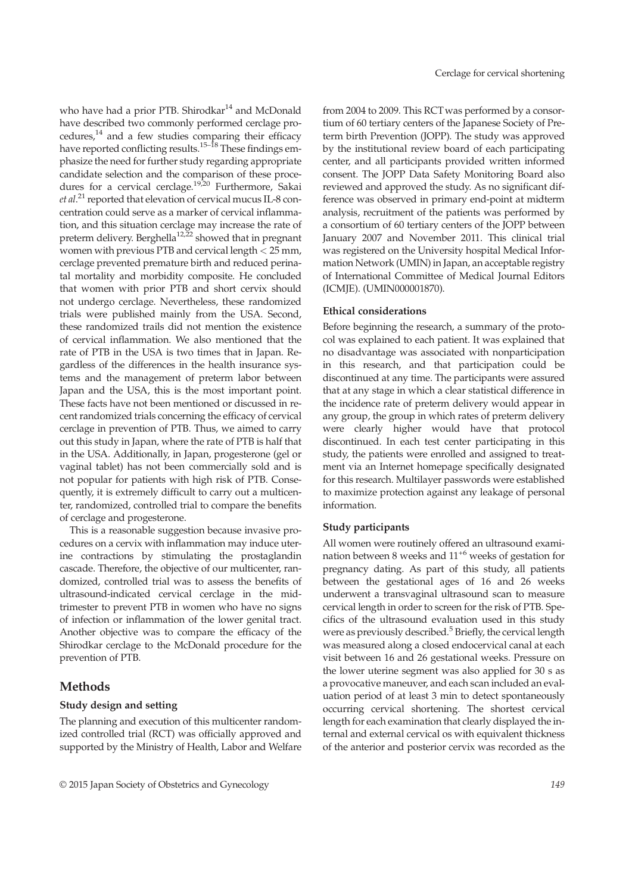who have had a prior PTB. Shirodkar[14] and McDonald have described two commonly performed cerclage procedures,[14] and a few studies comparing their efficacy have reported conflicting results.[15–18] These findings emphasize the need for further study regarding appropriate candidate selection and the comparison of these procedures for a cervical cerclage.[19,20] Furthermore, Sakai *et al*.[21] reported that elevation of cervical mucus IL-8 concentration could serve as a marker of cervical inflammation, and this situation cerclage may increase the rate of preterm delivery. Berghella[12,22] showed that in pregnant women with previous PTB and cervical length < 25 mm, cerclage prevented premature birth and reduced perinatal mortality and morbidity composite. He concluded that women with prior PTB and short cervix should not undergo cerclage. Nevertheless, these randomized trials were published mainly from the USA. Second, these randomized trails did not mention the existence of cervical inflammation. We also mentioned that the rate of PTB in the USA is two times that in Japan. Regardless of the differences in the health insurance systems and the management of preterm labor between Japan and the USA, this is the most important point. These facts have not been mentioned or discussed in recent randomized trials concerning the efficacy of cervical cerclage in prevention of PTB. Thus, we aimed to carry out this study in Japan, where the rate of PTB is half that in the USA. Additionally, in Japan, progesterone (gel or vaginal tablet) has not been commercially sold and is not popular for patients with high risk of PTB. Consequently, it is extremely difficult to carry out a multicenter, randomized, controlled trial to compare the benefits of cerclage and progesterone.

This is a reasonable suggestion because invasive procedures on a cervix with inflammation may induce uterine contractions by stimulating the prostaglandin cascade. Therefore, the objective of our multicenter, randomized, controlled trial was to assess the benefits of ultrasound-indicated cervical cerclage in the mid-trimester to prevent PTB in women who have no signs of infection or inflammation of the lower genital tract. Another objective was to compare the efficacy of the Shirodkar cerclage to the McDonald procedure for the prevention of PTB.

## Methods

### Study design and setting

The planning and execution of this multicenter randomized controlled trial (RCT) was officially approved and supported by the Ministry of Health, Labor and Welfare from 2004 to 2009. This RCT was performed by a consortium of 60 tertiary centers of the Japanese Society of Preterm birth Prevention (JOPP). The study was approved by the institutional review board of each participating center, and all participants provided written informed consent. The JOPP Data Safety Monitoring Board also reviewed and approved the study. As no significant difference was observed in primary end-point at midterm analysis, recruitment of the patients was performed by a consortium of 60 tertiary centers of the JOPP between January 2007 and November 2011. This clinical trial was registered on the University hospital Medical Information Network (UMIN) in Japan, an acceptable registry of International Committee of Medical Journal Editors (ICMJE). (UMIN000001870).

### Ethical considerations

Before beginning the research, a summary of the protocol was explained to each patient. It was explained that no disadvantage was associated with nonparticipation in this research, and that participation could be discontinued at any time. The participants were assured that at any stage in which a clear statistical difference in the incidence rate of preterm delivery would appear in any group, the group in which rates of preterm delivery were clearly higher would have that protocol discontinued. In each test center participating in this study, the patients were enrolled and assigned to treatment via an Internet homepage specifically designated for this research. Multilayer passwords were established to maximize protection against any leakage of personal information.

### Study participants

All women were routinely offered an ultrasound examination between 8 weeks and $11^{+6}$ weeks of gestation for pregnancy dating. As part of this study, all patients between the gestational ages of 16 and 26 weeks underwent a transvaginal ultrasound scan to measure cervical length in order to screen for the risk of PTB. Specifics of the ultrasound evaluation used in this study were as previously described.[5] Briefly, the cervical length was measured along a closed endocervical canal at each visit between 16 and 26 gestational weeks. Pressure on the lower uterine segment was also applied for 30 s as a provocative maneuver, and each scan included an evaluation period of at least 3 min to detect spontaneously occurring cervical shortening. The shortest cervical length for each examination that clearly displayed the internal and external cervical os with equivalent thickness of the anterior and posterior cervix was recorded as the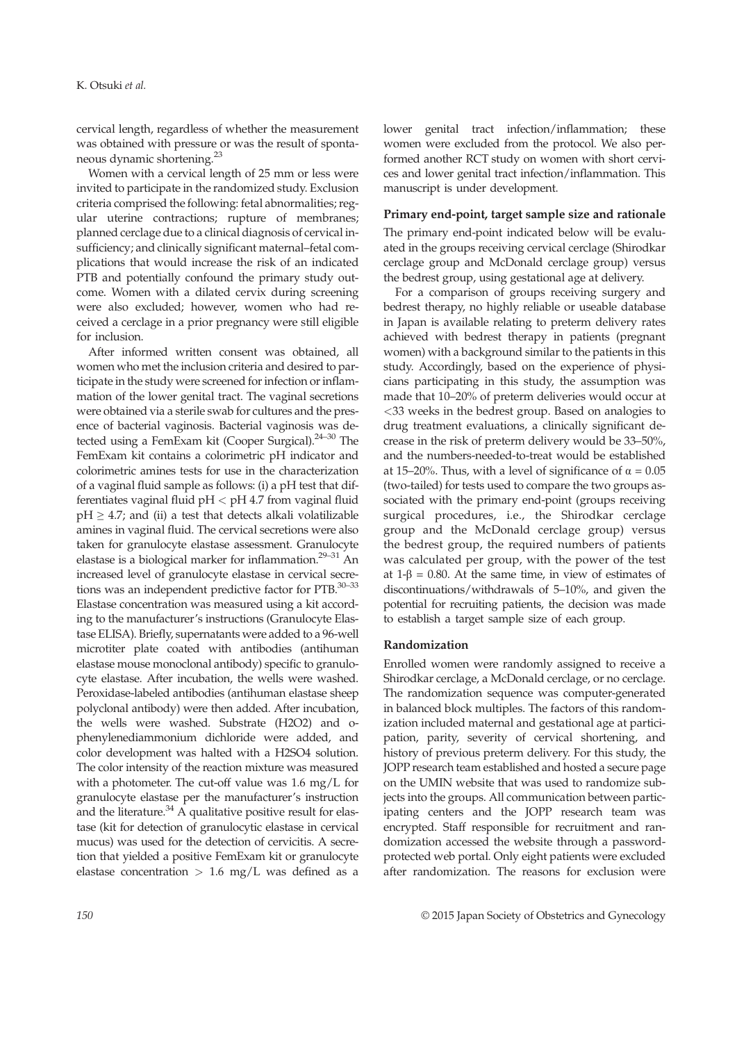cervical length, regardless of whether the measurement was obtained with pressure or was the result of spontaneous dynamic shortening.[23]

Women with a cervical length of 25 mm or less were invited to participate in the randomized study. Exclusion criteria comprised the following: fetal abnormalities; regular uterine contractions; rupture of membranes; planned cerclage due to a clinical diagnosis of cervical insufficiency; and clinically significant maternal–fetal complications that would increase the risk of an indicated PTB and potentially confound the primary study outcome. Women with a dilated cervix during screening were also excluded; however, women who had received a cerclage in a prior pregnancy were still eligible for inclusion.

After informed written consent was obtained, all women who met the inclusion criteria and desired to participate in the study were screened for infection or inflammation of the lower genital tract. The vaginal secretions were obtained via a sterile swab for cultures and the presence of bacterial vaginosis. Bacterial vaginosis was detected using a FemExam kit (Cooper Surgical).[24–30] The FemExam kit contains a colorimetric pH indicator and colorimetric amines tests for use in the characterization of a vaginal fluid sample as follows: (i) a pH test that differentiates vaginal fluid pH < pH 4.7 from vaginal fluid pH ≥ 4.7; and (ii) a test that detects alkali volatilizable amines in vaginal fluid. The cervical secretions were also taken for granulocyte elastase assessment. Granulocyte elastase is a biological marker for inflammation.[29–31] An increased level of granulocyte elastase in cervical secretions was an independent predictive factor for PTB.[30–33] Elastase concentration was measured using a kit according to the manufacturer's instructions (Granulocyte Elastase ELISA). Briefly, supernatants were added to a 96-well microtiter plate coated with antibodies (antihuman elastase mouse monoclonal antibody) specific to granulocyte elastase. After incubation, the wells were washed. Peroxidase-labeled antibodies (antihuman elastase sheep polyclonal antibody) were then added. After incubation, the wells were washed. Substrate ($H_2O_2$) and o-phenylenediammonium dichloride were added, and color development was halted with a $H_2SO_4$ solution. The color intensity of the reaction mixture was measured with a photometer. The cut-off value was 1.6 mg/L for granulocyte elastase per the manufacturer's instruction and the literature.[34] A qualitative positive result for elastase (kit for detection of granulocytic elastase in cervical mucus) was used for the detection of cervicitis. A secretion that yielded a positive FemExam kit or granulocyte elastase concentration > 1.6 mg/L was defined as a lower genital tract infection/inflammation; these women were excluded from the protocol. We also performed another RCT study on women with short cervices and lower genital tract infection/inflammation. This manuscript is under development.

### Primary end-point, target sample size and rationale

The primary end-point indicated below will be evaluated in the groups receiving cervical cerclage (Shirodkar cerclage group and McDonald cerclage group) versus the bedrest group, using gestational age at delivery.

For a comparison of groups receiving surgery and bedrest therapy, no highly reliable or useable database in Japan is available relating to preterm delivery rates achieved with bedrest therapy in patients (pregnant women) with a background similar to the patients in this study. Accordingly, based on the experience of physicians participating in this study, the assumption was made that 10–20% of preterm deliveries would occur at <33 weeks in the bedrest group. Based on analogies to drug treatment evaluations, a clinically significant decrease in the risk of preterm delivery would be 33–50%, and the numbers-needed-to-treat would be established at 15–20%. Thus, with a level of significance of $\alpha = 0.05$ (two-tailed) for tests used to compare the two groups associated with the primary end-point (groups receiving surgical procedures, i.e., the Shirodkar cerclage group and the McDonald cerclage group) versus the bedrest group, the required numbers of patients was calculated per group, with the power of the test at $1\text{-}\beta = 0.80$. At the same time, in view of estimates of discontinuations/withdrawals of 5–10%, and given the potential for recruiting patients, the decision was made to establish a target sample size of each group.

### Randomization

Enrolled women were randomly assigned to receive a Shirodkar cerclage, a McDonald cerclage, or no cerclage. The randomization sequence was computer-generated in balanced block multiples. The factors of this randomization included maternal and gestational age at participation, parity, severity of cervical shortening, and history of previous preterm delivery. For this study, the JOPP research team established and hosted a secure page on the UMIN website that was used to randomize subjects into the groups. All communication between participating centers and the JOPP research team was encrypted. Staff responsible for recruitment and randomization accessed the website through a password-protected web portal. Only eight patients were excluded after randomization. The reasons for exclusion were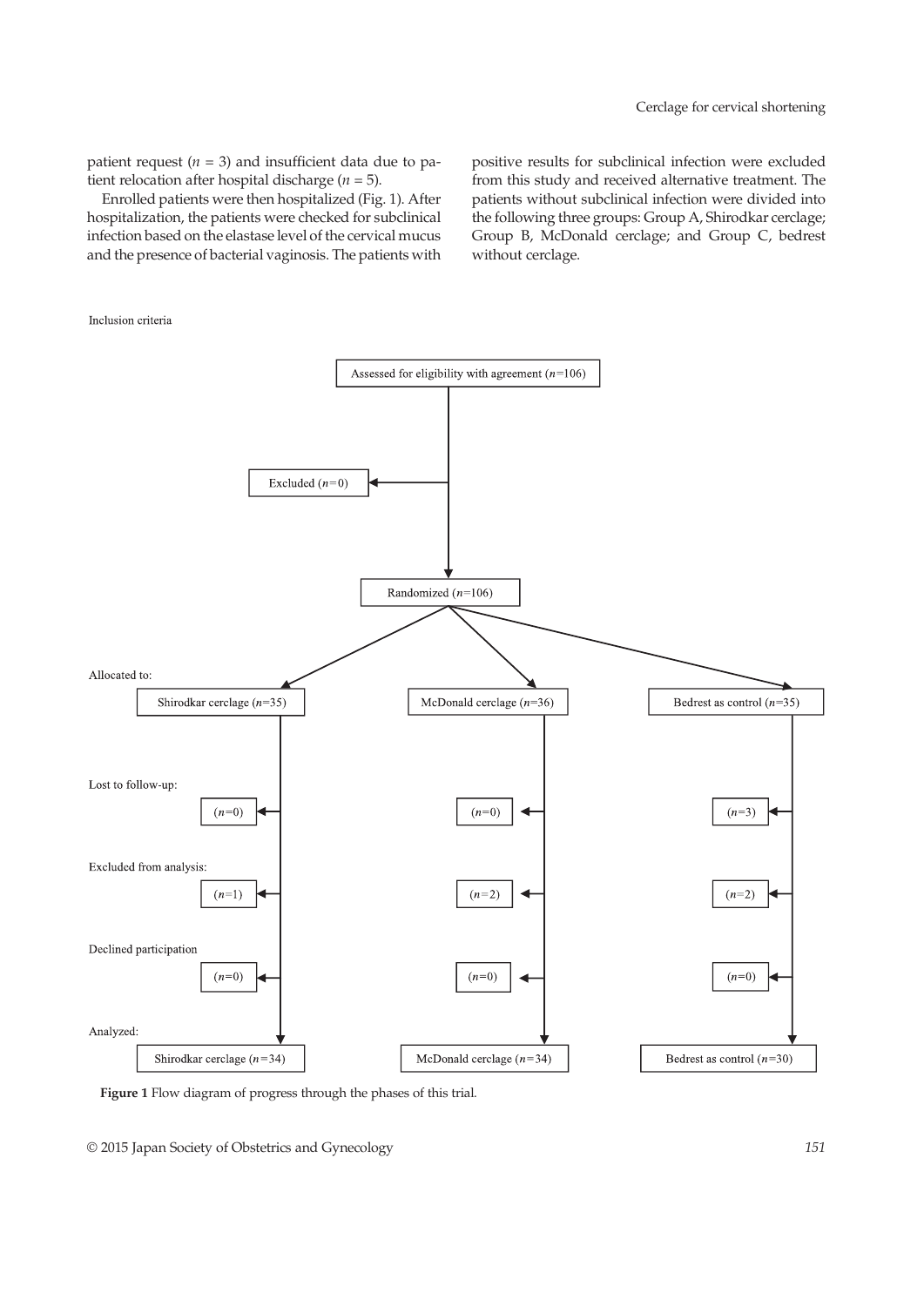patient request ($n$ = 3) and insufficient data due to patient relocation after hospital discharge ($n$ = 5).

Enrolled patients were then hospitalized (Fig. 1). After hospitalization, the patients were checked for subclinical infection based on the elastase level of the cervical mucus and the presence of bacterial vaginosis. The patients with positive results for subclinical infection were excluded from this study and received alternative treatment. The patients without subclinical infection were divided into the following three groups: Group A, Shirodkar cerclage; Group B, McDonald cerclage; and Group C, bedrest without cerclage.

Inclusion criteria

Assessed for eligibility with agreement ($n$=106)

Excluded ($n$=0)

Randomized ($n$=106)

Allocated to:

| | Shirodkar cerclage ($n$=35) | McDonald cerclage ($n$=36) | Bedrest as control ($n$=35) |
|---|---|---|---|
| Lost to follow-up: | ($n$=0) | ($n$=0) | ($n$=3) |
| Excluded from analysis: | ($n$=1) | ($n$=2) | ($n$=2) |
| Declined participation | ($n$=0) | ($n$=0) | ($n$=0) |
| Analyzed: | Shirodkar cerclage ($n$=34) | McDonald cerclage ($n$=34) | Bedrest as control ($n$=30) |

**Figure 1** Flow diagram of progress through the phases of this trial.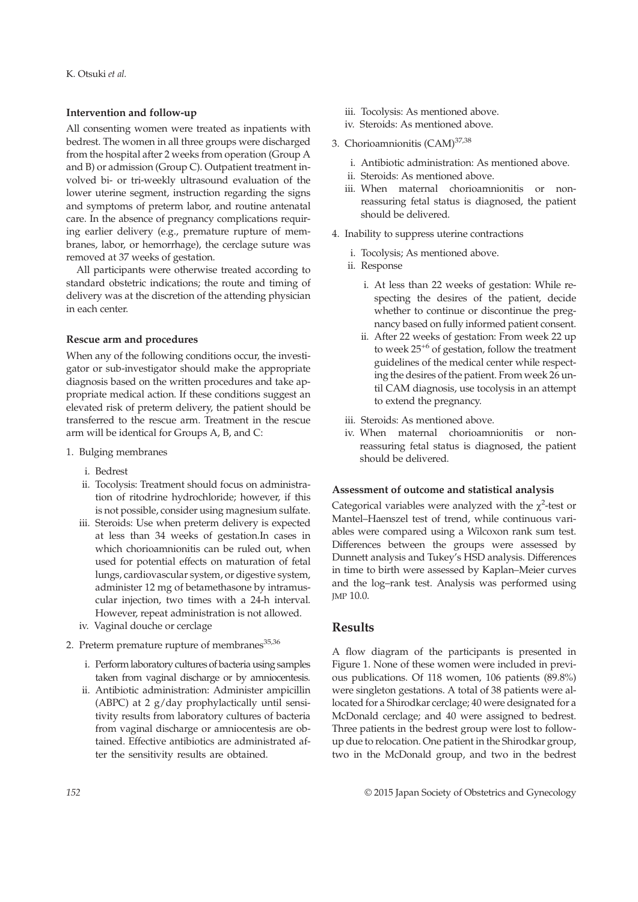### Intervention and follow-up

All consenting women were treated as inpatients with bedrest. The women in all three groups were discharged from the hospital after 2 weeks from operation (Group A and B) or admission (Group C). Outpatient treatment involved bi- or tri-weekly ultrasound evaluation of the lower uterine segment, instruction regarding the signs and symptoms of preterm labor, and routine antenatal care. In the absence of pregnancy complications requiring earlier delivery (e.g., premature rupture of membranes, labor, or hemorrhage), the cerclage suture was removed at 37 weeks of gestation.

All participants were otherwise treated according to standard obstetric indications; the route and timing of delivery was at the discretion of the attending physician in each center.

### Rescue arm and procedures

When any of the following conditions occur, the investigator or sub-investigator should make the appropriate diagnosis based on the written procedures and take appropriate medical action. If these conditions suggest an elevated risk of preterm delivery, the patient should be transferred to the rescue arm. Treatment in the rescue arm will be identical for Groups A, B, and C:

1. Bulging membranes
   - i. Bedrest
   - ii. Tocolysis: Treatment should focus on administration of ritodrine hydrochloride; however, if this is not possible, consider using magnesium sulfate.
   - iii. Steroids: Use when preterm delivery is expected at less than 34 weeks of gestation.In cases in which chorioamnionitis can be ruled out, when used for potential effects on maturation of fetal lungs, cardiovascular system, or digestive system, administer 12 mg of betamethasone by intramuscular injection, two times with a 24-h interval. However, repeat administration is not allowed.
   - iv. Vaginal douche or cerclage
2. Preterm premature rupture of membranes[35,36]
   - i. Perform laboratory cultures of bacteria using samples taken from vaginal discharge or by amniocentesis.
   - ii. Antibiotic administration: Administer ampicillin (ABPC) at 2 g/day prophylactically until sensitivity results from laboratory cultures of bacteria from vaginal discharge or amniocentesis are obtained. Effective antibiotics are administrated after the sensitivity results are obtained.
   - iii. Tocolysis: As mentioned above.
   - iv. Steroids: As mentioned above.
3. Chorioamnionitis (CAM)[37,38]
   - i. Antibiotic administration: As mentioned above.
   - ii. Steroids: As mentioned above.
   - iii. When maternal chorioamnionitis or non-reassuring fetal status is diagnosed, the patient should be delivered.
4. Inability to suppress uterine contractions
   - i. Tocolysis; As mentioned above.
   - ii. Response
     - i. At less than 22 weeks of gestation: While respecting the desires of the patient, decide whether to continue or discontinue the pregnancy based on fully informed patient consent.
     - ii. After 22 weeks of gestation: From week 22 up to week $25^{+6}$ of gestation, follow the treatment guidelines of the medical center while respecting the desires of the patient. From week 26 until CAM diagnosis, use tocolysis in an attempt to extend the pregnancy.
   - iii. Steroids: As mentioned above.
   - iv. When maternal chorioamnionitis or non-reassuring fetal status is diagnosed, the patient should be delivered.

### Assessment of outcome and statistical analysis

Categorical variables were analyzed with the $\chi^2$-test or Mantel–Haenszel test of trend, while continuous variables were compared using a Wilcoxon rank sum test. Differences between the groups were assessed by Dunnett analysis and Tukey's HSD analysis. Differences in time to birth were assessed by Kaplan–Meier curves and the log–rank test. Analysis was performed using JMP 10.0.

## Results

A flow diagram of the participants is presented in Figure 1. None of these women were included in previous publications. Of 118 women, 106 patients (89.8%) were singleton gestations. A total of 38 patients were allocated for a Shirodkar cerclage; 40 were designated for a McDonald cerclage; and 40 were assigned to bedrest. Three patients in the bedrest group were lost to follow-up due to relocation. One patient in the Shirodkar group, two in the McDonald group, and two in the bedrest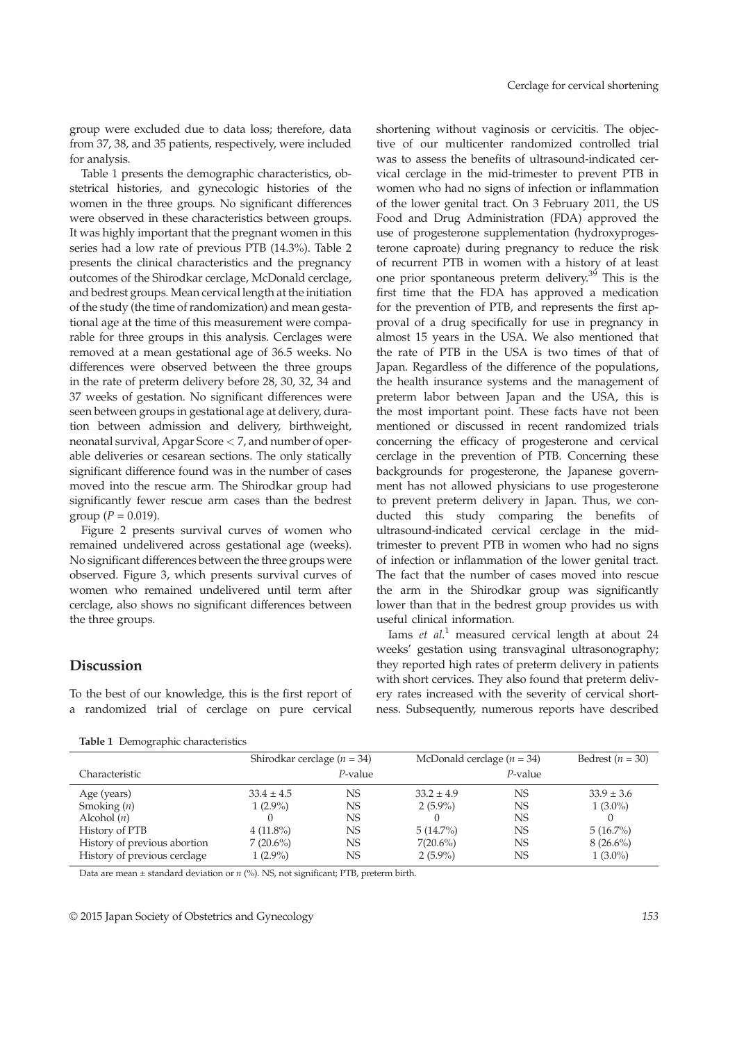group were excluded due to data loss; therefore, data from 37, 38, and 35 patients, respectively, were included for analysis.

Table 1 presents the demographic characteristics, obstetrical histories, and gynecologic histories of the women in the three groups. No significant differences were observed in these characteristics between groups. It was highly important that the pregnant women in this series had a low rate of previous PTB (14.3%). Table 2 presents the clinical characteristics and the pregnancy outcomes of the Shirodkar cerclage, McDonald cerclage, and bedrest groups. Mean cervical length at the initiation of the study (the time of randomization) and mean gestational age at the time of this measurement were comparable for three groups in this analysis. Cerclages were removed at a mean gestational age of 36.5 weeks. No differences were observed between the three groups in the rate of preterm delivery before 28, 30, 32, 34 and 37 weeks of gestation. No significant differences were seen between groups in gestational age at delivery, duration between admission and delivery, birthweight, neonatal survival, Apgar Score < 7, and number of operable deliveries or cesarean sections. The only statically significant difference found was in the number of cases moved into the rescue arm. The Shirodkar group had significantly fewer rescue arm cases than the bedrest group ($P = 0.019$).

Figure 2 presents survival curves of women who remained undelivered across gestational age (weeks). No significant differences between the three groups were observed. Figure 3, which presents survival curves of women who remained undelivered until term after cerclage, also shows no significant differences between the three groups.

## Discussion

To the best of our knowledge, this is the first report of a randomized trial of cerclage on pure cervical shortening without vaginosis or cervicitis. The objective of our multicenter randomized controlled trial was to assess the benefits of ultrasound-indicated cervical cerclage in the mid-trimester to prevent PTB in women who had no signs of infection or inflammation of the lower genital tract. On 3 February 2011, the US Food and Drug Administration (FDA) approved the use of progesterone supplementation (hydroxyprogesterone caproate) during pregnancy to reduce the risk of recurrent PTB in women with a history of at least one prior spontaneous preterm delivery.[39] This is the first time that the FDA has approved a medication for the prevention of PTB, and represents the first approval of a drug specifically for use in pregnancy in almost 15 years in the USA. We also mentioned that the rate of PTB in the USA is two times of that of Japan. Regardless of the difference of the populations, the health insurance systems and the management of preterm labor between Japan and the USA, this is the most important point. These facts have not been mentioned or discussed in recent randomized trials concerning the efficacy of progesterone and cervical cerclage in the prevention of PTB. Concerning these backgrounds for progesterone, the Japanese government has not allowed physicians to use progesterone to prevent preterm delivery in Japan. Thus, we conducted this study comparing the benefits of ultrasound-indicated cervical cerclage in the mid-trimester to prevent PTB in women who had no signs of infection or inflammation of the lower genital tract. The fact that the number of cases moved into rescue the arm in the Shirodkar group was significantly lower than that in the bedrest group provides us with useful clinical information.

Iams *et al.*[1] measured cervical length at about 24 weeks' gestation using transvaginal ultrasonography; they reported high rates of preterm delivery in patients with short cervices. They also found that preterm delivery rates increased with the severity of cervical shortness. Subsequently, numerous reports have described

**Table 1** Demographic characteristics

| Characteristic | Shirodkar cerclage ($n$ = 34) | *P*-value | McDonald cerclage ($n$ = 34) | *P*-value | Bedrest ($n$ = 30) |
|---|---|---|---|---|---|
| Age (years) | 33.4 ± 4.5 | NS | 33.2 ± 4.9 | NS | 33.9 ± 3.6 |
| Smoking ($n$) | 1 (2.9%) | NS | 2 (5.9%) | NS | 1 (3.0%) |
| Alcohol ($n$) | 0 | NS | 0 | NS | 0 |
| History of PTB | 4 (11.8%) | NS | 5 (14.7%) | NS | 5 (16.7%) |
| History of previous abortion | 7 (20.6%) | NS | 7(20.6%) | NS | 8 (26.6%) |
| History of previous cerclage | 1 (2.9%) | NS | 2 (5.9%) | NS | 1 (3.0%) |

Data are mean ± standard deviation or $n$ (%). NS, not significant; PTB, preterm birth.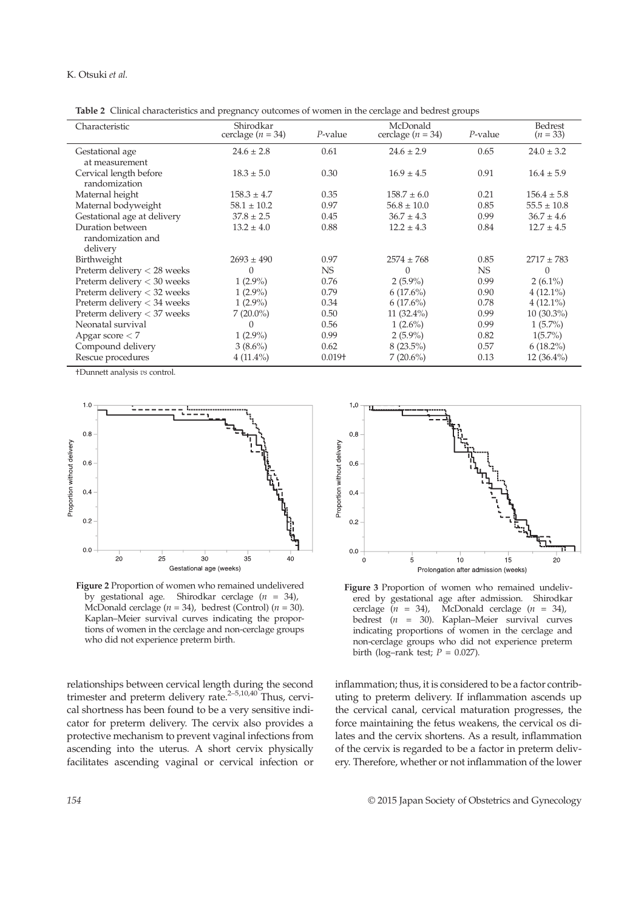**Table 2** Clinical characteristics and pregnancy outcomes of women in the cerclage and bedrest groups

| Characteristic | Shirodkar cerclage ($n$ = 34) | $P$-value | McDonald cerclage ($n$ = 34) | $P$-value | Bedrest ($n$ = 33) |
|---|---|---|---|---|---|
| Gestational age at measurement | 24.6 ± 2.8 | 0.61 | 24.6 ± 2.9 | 0.65 | 24.0 ± 3.2 |
| Cervical length before randomization | 18.3 ± 5.0 | 0.30 | 16.9 ± 4.5 | 0.91 | 16.4 ± 5.9 |
| Maternal height | 158.3 ± 4.7 | 0.35 | 158.7 ± 6.0 | 0.21 | 156.4 ± 5.8 |
| Maternal bodyweight | 58.1 ± 10.2 | 0.97 | 56.8 ± 10.0 | 0.85 | 55.5 ± 10.8 |
| Gestational age at delivery | 37.8 ± 2.5 | 0.45 | 36.7 ± 4.3 | 0.99 | 36.7 ± 4.6 |
| Duration between randomization and delivery | 13.2 ± 4.0 | 0.88 | 12.2 ± 4.3 | 0.84 | 12.7 ± 4.5 |
| Birthweight | 2693 ± 490 | 0.97 | 2574 ± 768 | 0.85 | 2717 ± 783 |
| Preterm delivery < 28 weeks | 0 | NS | 0 | NS | 0 |
| Preterm delivery < 30 weeks | 1 (2.9%) | 0.76 | 2 (5.9%) | 0.99 | 2 (6.1%) |
| Preterm delivery < 32 weeks | 1 (2.9%) | 0.79 | 6 (17.6%) | 0.90 | 4 (12.1%) |
| Preterm delivery < 34 weeks | 1 (2.9%) | 0.34 | 6 (17.6%) | 0.78 | 4 (12.1%) |
| Preterm delivery < 37 weeks | 7 (20.0%) | 0.50 | 11 (32.4%) | 0.99 | 10 (30.3%) |
| Neonatal survival | 0 | 0.56 | 1 (2.6%) | 0.99 | 1 (5.7%) |
| Apgar score < 7 | 1 (2.9%) | 0.99 | 2 (5.9%) | 0.82 | 1(5.7%) |
| Compound delivery | 3 (8.6%) | 0.62 | 8 (23.5%) | 0.57 | 6 (18.2%) |
| Rescue procedures | 4 (11.4%) | 0.019† | 7 (20.6%) | 0.13 | 12 (36.4%) |

†Dunnett analysis *vs* control.

**Figure 2** Proportion of women who remained undelivered by gestational age. Shirodkar cerclage ($n$ = 34), McDonald cerclage ($n$ = 34), bedrest (Control) ($n$ = 30). Kaplan–Meier survival curves indicating the proportions of women in the cerclage and non-cerclage groups who did not experience preterm birth.

**Figure 3** Proportion of women who remained undelivered by gestational age after admission. Shirodkar cerclage ($n$ = 34), McDonald cerclage ($n$ = 34), bedrest ($n$ = 30). Kaplan–Meier survival curves indicating proportions of women in the cerclage and non-cerclage groups who did not experience preterm birth (log–rank test; $P$ = 0.027).

relationships between cervical length during the second trimester and preterm delivery rate.[2–5,10,40] Thus, cervical shortness has been found to be a very sensitive indicator for preterm delivery. The cervix also provides a protective mechanism to prevent vaginal infections from ascending into the uterus. A short cervix physically facilitates ascending vaginal or cervical infection or inflammation; thus, it is considered to be a factor contributing to preterm delivery. If inflammation ascends up the cervical canal, cervical maturation progresses, the force maintaining the fetus weakens, the cervical os dilates and the cervix shortens. As a result, inflammation of the cervix is regarded to be a factor in preterm delivery. Therefore, whether or not inflammation of the lower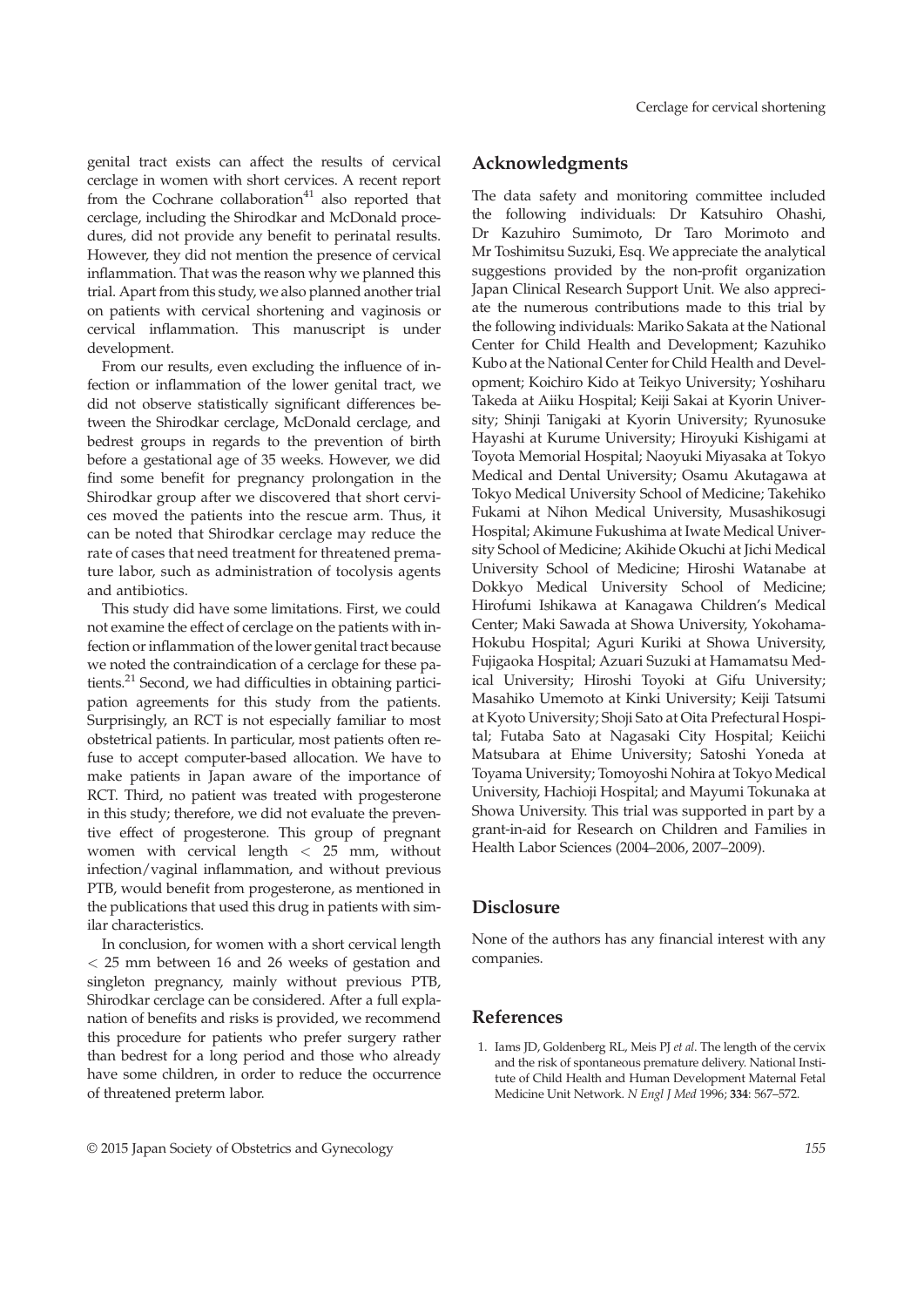genital tract exists can affect the results of cervical cerclage in women with short cervices. A recent report from the Cochrane collaboration[41] also reported that cerclage, including the Shirodkar and McDonald procedures, did not provide any benefit to perinatal results. However, they did not mention the presence of cervical inflammation. That was the reason why we planned this trial. Apart from this study, we also planned another trial on patients with cervical shortening and vaginosis or cervical inflammation. This manuscript is under development.

From our results, even excluding the influence of infection or inflammation of the lower genital tract, we did not observe statistically significant differences between the Shirodkar cerclage, McDonald cerclage, and bedrest groups in regards to the prevention of birth before a gestational age of 35 weeks. However, we did find some benefit for pregnancy prolongation in the Shirodkar group after we discovered that short cervices moved the patients into the rescue arm. Thus, it can be noted that Shirodkar cerclage may reduce the rate of cases that need treatment for threatened premature labor, such as administration of tocolysis agents and antibiotics.

This study did have some limitations. First, we could not examine the effect of cerclage on the patients with infection or inflammation of the lower genital tract because we noted the contraindication of a cerclage for these patients.[21] Second, we had difficulties in obtaining participation agreements for this study from the patients. Surprisingly, an RCT is not especially familiar to most obstetrical patients. In particular, most patients often refuse to accept computer-based allocation. We have to make patients in Japan aware of the importance of RCT. Third, no patient was treated with progesterone in this study; therefore, we did not evaluate the preventive effect of progesterone. This group of pregnant women with cervical length < 25 mm, without infection/vaginal inflammation, and without previous PTB, would benefit from progesterone, as mentioned in the publications that used this drug in patients with similar characteristics.

In conclusion, for women with a short cervical length < 25 mm between 16 and 26 weeks of gestation and singleton pregnancy, mainly without previous PTB, Shirodkar cerclage can be considered. After a full explanation of benefits and risks is provided, we recommend this procedure for patients who prefer surgery rather than bedrest for a long period and those who already have some children, in order to reduce the occurrence of threatened preterm labor.

## Acknowledgments

The data safety and monitoring committee included the following individuals: Dr Katsuhiro Ohashi, Dr Kazuhiro Sumimoto, Dr Taro Morimoto and Mr Toshimitsu Suzuki, Esq. We appreciate the analytical suggestions provided by the non-profit organization Japan Clinical Research Support Unit. We also appreciate the numerous contributions made to this trial by the following individuals: Mariko Sakata at the National Center for Child Health and Development; Kazuhiko Kubo at the National Center for Child Health and Development; Koichiro Kido at Teikyo University; Yoshiharu Takeda at Aiiku Hospital; Keiji Sakai at Kyorin University; Shinji Tanigaki at Kyorin University; Ryunosuke Hayashi at Kurume University; Hiroyuki Kishigami at Toyota Memorial Hospital; Naoyuki Miyasaka at Tokyo Medical and Dental University; Osamu Akutagawa at Tokyo Medical University School of Medicine; Takehiko Fukami at Nihon Medical University, Musashikosugi Hospital; Akimune Fukushima at Iwate Medical University School of Medicine; Akihide Okuchi at Jichi Medical University School of Medicine; Hiroshi Watanabe at Dokkyo Medical University School of Medicine; Hirofumi Ishikawa at Kanagawa Children's Medical Center; Maki Sawada at Showa University, Yokohama-Hokubu Hospital; Aguri Kuriki at Showa University, Fujigaoka Hospital; Azuari Suzuki at Hamamatsu Medical University; Hiroshi Toyoki at Gifu University; Masahiko Umemoto at Kinki University; Keiji Tatsumi at Kyoto University; Shoji Sato at Oita Prefectural Hospital; Futaba Sato at Nagasaki City Hospital; Keiichi Matsubara at Ehime University; Satoshi Yoneda at Toyama University; Tomoyoshi Nohira at Tokyo Medical University, Hachioji Hospital; and Mayumi Tokunaka at Showa University. This trial was supported in part by a grant-in-aid for Research on Children and Families in Health Labor Sciences (2004–2006, 2007–2009).

## Disclosure

None of the authors has any financial interest with any companies.

## References

1. Iams JD, Goldenberg RL, Meis PJ *et al*. The length of the cervix and the risk of spontaneous premature delivery. National Institute of Child Health and Human Development Maternal Fetal Medicine Unit Network. *N Engl J Med* 1996; **334**: 567–572.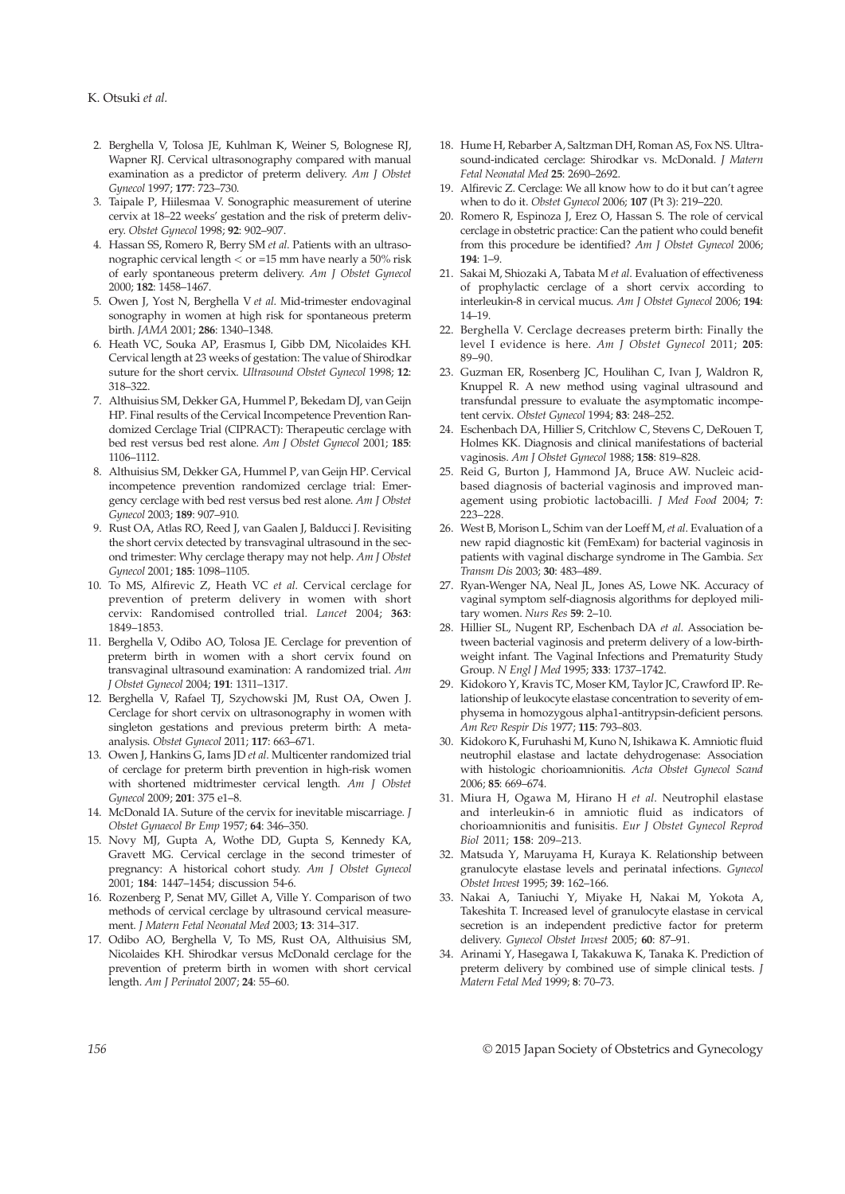2. Berghella V, Tolosa JE, Kuhlman K, Weiner S, Bolognese RJ, Wapner RJ. Cervical ultrasonography compared with manual examination as a predictor of preterm delivery. *Am J Obstet Gynecol* 1997; **177**: 723–730.
3. Taipale P, Hiilesmaa V. Sonographic measurement of uterine cervix at 18–22 weeks' gestation and the risk of preterm delivery. *Obstet Gynecol* 1998; **92**: 902–907.
4. Hassan SS, Romero R, Berry SM *et al*. Patients with an ultrasonographic cervical length < or =15 mm have nearly a 50% risk of early spontaneous preterm delivery. *Am J Obstet Gynecol* 2000; **182**: 1458–1467.
5. Owen J, Yost N, Berghella V *et al*. Mid-trimester endovaginal sonography in women at high risk for spontaneous preterm birth. *JAMA* 2001; **286**: 1340–1348.
6. Heath VC, Souka AP, Erasmus I, Gibb DM, Nicolaides KH. Cervical length at 23 weeks of gestation: The value of Shirodkar suture for the short cervix. *Ultrasound Obstet Gynecol* 1998; **12**: 318–322.
7. Althuisius SM, Dekker GA, Hummel P, Bekedam DJ, van Geijn HP. Final results of the Cervical Incompetence Prevention Randomized Cerclage Trial (CIPRACT): Therapeutic cerclage with bed rest versus bed rest alone. *Am J Obstet Gynecol* 2001; **185**: 1106–1112.
8. Althuisius SM, Dekker GA, Hummel P, van Geijn HP. Cervical incompetence prevention randomized cerclage trial: Emergency cerclage with bed rest versus bed rest alone. *Am J Obstet Gynecol* 2003; **189**: 907–910.
9. Rust OA, Atlas RO, Reed J, van Gaalen J, Balducci J. Revisiting the short cervix detected by transvaginal ultrasound in the second trimester: Why cerclage therapy may not help. *Am J Obstet Gynecol* 2001; **185**: 1098–1105.
10. To MS, Alfirevic Z, Heath VC *et al*. Cervical cerclage for prevention of preterm delivery in women with short cervix: Randomised controlled trial. *Lancet* 2004; **363**: 1849–1853.
11. Berghella V, Odibo AO, Tolosa JE. Cerclage for prevention of preterm birth in women with a short cervix found on transvaginal ultrasound examination: A randomized trial. *Am J Obstet Gynecol* 2004; **191**: 1311–1317.
12. Berghella V, Rafael TJ, Szychowski JM, Rust OA, Owen J. Cerclage for short cervix on ultrasonography in women with singleton gestations and previous preterm birth: A meta-analysis. *Obstet Gynecol* 2011; **117**: 663–671.
13. Owen J, Hankins G, Iams JD *et al*. Multicenter randomized trial of cerclage for preterm birth prevention in high-risk women with shortened midtrimester cervical length. *Am J Obstet Gynecol* 2009; **201**: 375 e1–8.
14. McDonald IA. Suture of the cervix for inevitable miscarriage. *J Obstet Gynaecol Br Emp* 1957; **64**: 346–350.
15. Novy MJ, Gupta A, Wothe DD, Gupta S, Kennedy KA, Gravett MG. Cervical cerclage in the second trimester of pregnancy: A historical cohort study. *Am J Obstet Gynecol* 2001; **184**: 1447–1454; discussion 54-6.
16. Rozenberg P, Senat MV, Gillet A, Ville Y. Comparison of two methods of cervical cerclage by ultrasound cervical measurement. *J Matern Fetal Neonatal Med* 2003; **13**: 314–317.
17. Odibo AO, Berghella V, To MS, Rust OA, Althuisius SM, Nicolaides KH. Shirodkar versus McDonald cerclage for the prevention of preterm birth in women with short cervical length. *Am J Perinatol* 2007; **24**: 55–60.
18. Hume H, Rebarber A, Saltzman DH, Roman AS, Fox NS. Ultrasound-indicated cerclage: Shirodkar vs. McDonald. *J Matern Fetal Neonatal Med* **25**: 2690–2692.
19. Alfirevic Z. Cerclage: We all know how to do it but can't agree when to do it. *Obstet Gynecol* 2006; **107** (Pt 3): 219–220.
20. Romero R, Espinoza J, Erez O, Hassan S. The role of cervical cerclage in obstetric practice: Can the patient who could benefit from this procedure be identified? *Am J Obstet Gynecol* 2006; **194**: 1–9.
21. Sakai M, Shiozaki A, Tabata M *et al*. Evaluation of effectiveness of prophylactic cerclage of a short cervix according to interleukin-8 in cervical mucus. *Am J Obstet Gynecol* 2006; **194**: 14–19.
22. Berghella V. Cerclage decreases preterm birth: Finally the level I evidence is here. *Am J Obstet Gynecol* 2011; **205**: 89–90.
23. Guzman ER, Rosenberg JC, Houlihan C, Ivan J, Waldron R, Knuppel R. A new method using vaginal ultrasound and transfundal pressure to evaluate the asymptomatic incompetent cervix. *Obstet Gynecol* 1994; **83**: 248–252.
24. Eschenbach DA, Hillier S, Critchlow C, Stevens C, DeRouen T, Holmes KK. Diagnosis and clinical manifestations of bacterial vaginosis. *Am J Obstet Gynecol* 1988; **158**: 819–828.
25. Reid G, Burton J, Hammond JA, Bruce AW. Nucleic acid-based diagnosis of bacterial vaginosis and improved management using probiotic lactobacilli. *J Med Food* 2004; **7**: 223–228.
26. West B, Morison L, Schim van der Loeff M, *et al*. Evaluation of a new rapid diagnostic kit (FemExam) for bacterial vaginosis in patients with vaginal discharge syndrome in The Gambia. *Sex Transm Dis* 2003; **30**: 483–489.
27. Ryan-Wenger NA, Neal JL, Jones AS, Lowe NK. Accuracy of vaginal symptom self-diagnosis algorithms for deployed military women. *Nurs Res* **59**: 2–10.
28. Hillier SL, Nugent RP, Eschenbach DA *et al*. Association between bacterial vaginosis and preterm delivery of a low-birth-weight infant. The Vaginal Infections and Prematurity Study Group. *N Engl J Med* 1995; **333**: 1737–1742.
29. Kidokoro Y, Kravis TC, Moser KM, Taylor JC, Crawford IP. Relationship of leukocyte elastase concentration to severity of emphysema in homozygous alpha1-antitrypsin-deficient persons. *Am Rev Respir Dis* 1977; **115**: 793–803.
30. Kidokoro K, Furuhashi M, Kuno N, Ishikawa K. Amniotic fluid neutrophil elastase and lactate dehydrogenase: Association with histologic chorioamnionitis. *Acta Obstet Gynecol Scand* 2006; **85**: 669–674.
31. Miura H, Ogawa M, Hirano H *et al*. Neutrophil elastase and interleukin-6 in amniotic fluid as indicators of chorioamnionitis and funisitis. *Eur J Obstet Gynecol Reprod Biol* 2011; **158**: 209–213.
32. Matsuda Y, Maruyama H, Kuraya K. Relationship between granulocyte elastase levels and perinatal infections. *Gynecol Obstet Invest* 1995; **39**: 162–166.
33. Nakai A, Taniuchi Y, Miyake H, Nakai M, Yokota A, Takeshita T. Increased level of granulocyte elastase in cervical secretion is an independent predictive factor for preterm delivery. *Gynecol Obstet Invest* 2005; **60**: 87–91.
34. Arinami Y, Hasegawa I, Takakuwa K, Tanaka K. Prediction of preterm delivery by combined use of simple clinical tests. *J Matern Fetal Med* 1999; **8**: 70–73.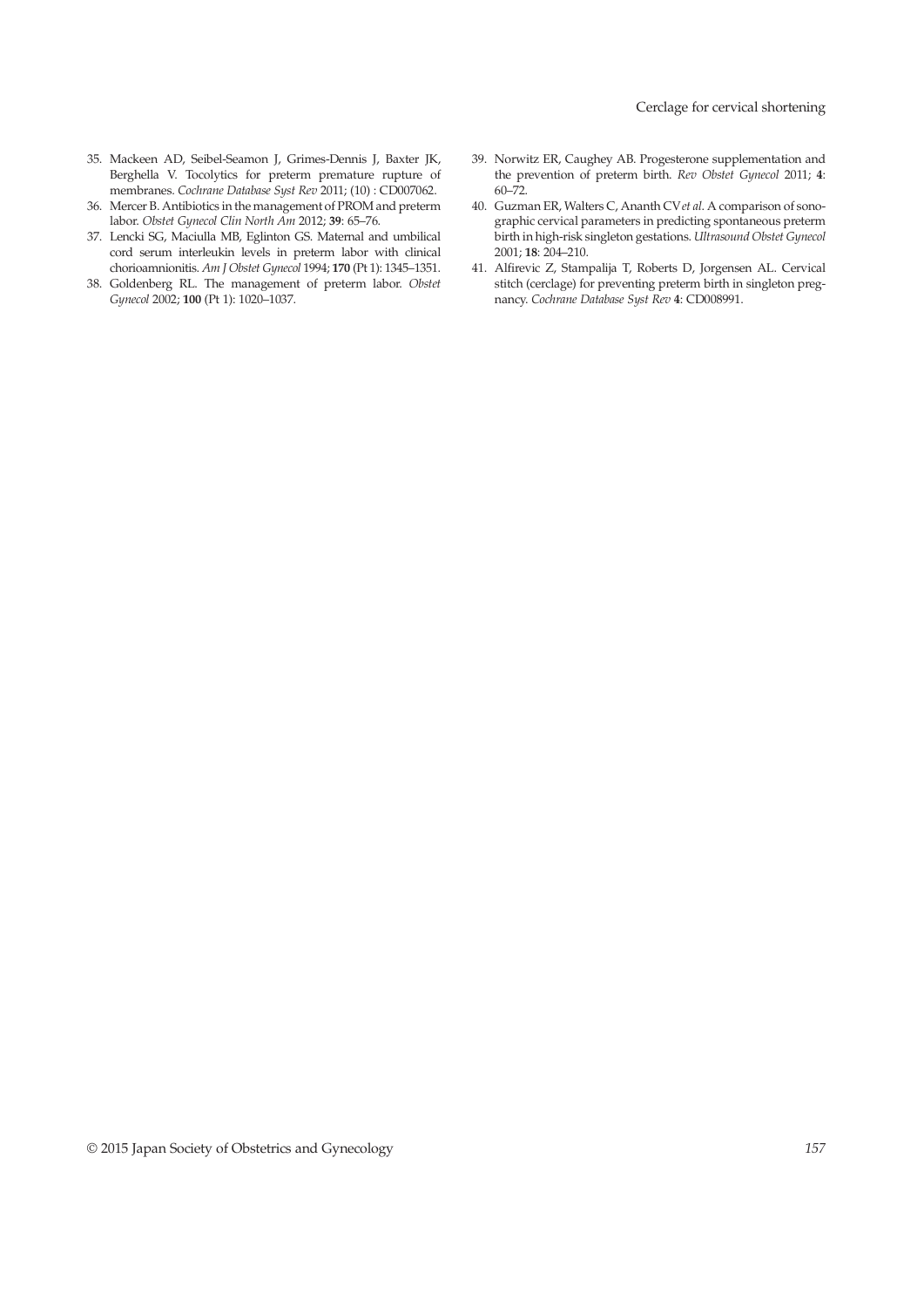35. Mackeen AD, Seibel-Seamon J, Grimes-Dennis J, Baxter JK, Berghella V. Tocolytics for preterm premature rupture of membranes. *Cochrane Database Syst Rev* 2011; (10) : CD007062.
36. Mercer B. Antibiotics in the management of PROM and preterm labor. *Obstet Gynecol Clin North Am* 2012; **39**: 65–76.
37. Lencki SG, Maciulla MB, Eglinton GS. Maternal and umbilical cord serum interleukin levels in preterm labor with clinical chorioamnionitis. *Am J Obstet Gynecol* 1994; **170** (Pt 1): 1345–1351.
38. Goldenberg RL. The management of preterm labor. *Obstet Gynecol* 2002; **100** (Pt 1): 1020–1037.
39. Norwitz ER, Caughey AB. Progesterone supplementation and the prevention of preterm birth. *Rev Obstet Gynecol* 2011; **4**: 60–72.
40. Guzman ER, Walters C, Ananth CV *et al*. A comparison of sonographic cervical parameters in predicting spontaneous preterm birth in high-risk singleton gestations. *Ultrasound Obstet Gynecol* 2001; **18**: 204–210.
41. Alfirevic Z, Stampalija T, Roberts D, Jorgensen AL. Cervical stitch (cerclage) for preventing preterm birth in singleton pregnancy. *Cochrane Database Syst Rev* **4**: CD008991.